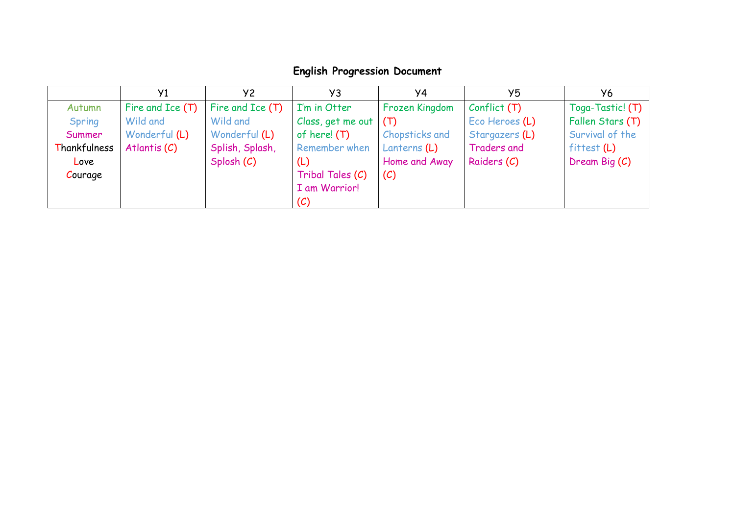# English Progression Document

| | Y1 | Y2 | Y3 | Y4 | Y5 | Y6 |
|---|---|---|---|---|---|---|
| Autumn<br>Spring<br>Summer<br>Thankfulness<br>Love<br>Courage | Fire and Ice (T)<br>Wild and Wonderful (L)<br>Atlantis (C) | Fire and Ice (T)<br>Wild and Wonderful (L)<br>Splish, Splash, Splosh (C) | I'm in Otter Class, get me out of here! (T)<br>Remember when (L)<br>Tribal Tales (C)<br>I am Warrior! (C) | Frozen Kingdom (T)<br>Chopsticks and Lanterns (L)<br>Home and Away (C) | Conflict (T)<br>Eco Heroes (L)<br>Stargazers (L)<br>Traders and Raiders (C) | Toga-Tastic! (T)<br>Fallen Stars (T)<br>Survival of the fittest (L)<br>Dream Big (C) |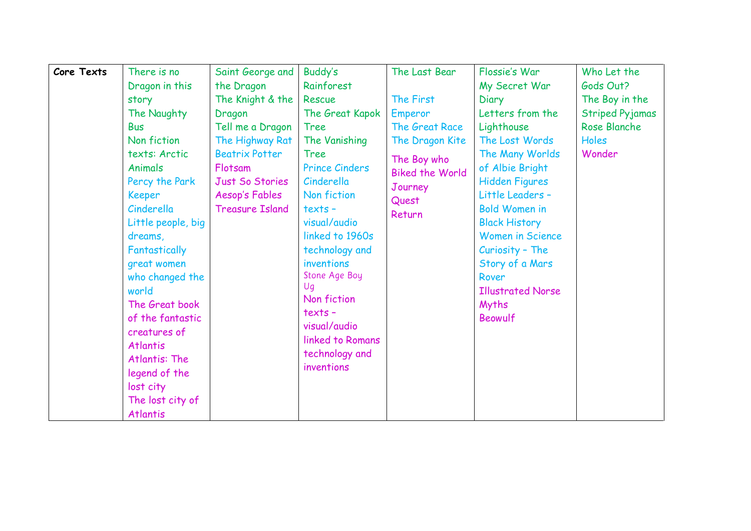| Core Texts | There is no Dragon in this story<br>The Naughty Bus<br>Non fiction texts: Arctic Animals<br>Percy the Park Keeper<br>Cinderella<br>Little people, big dreams,<br>Fantastically great women who changed the world<br>The Great book of the fantastic creatures of Atlantis<br>Atlantis: The legend of the lost city<br>The lost city of Atlantis | Saint George and the Dragon<br>The Knight & the Dragon<br>Tell me a Dragon<br>The Highway Rat<br>Beatrix Potter<br>Flotsam<br>Just So Stories<br>Aesop's Fables<br>Treasure Island | Buddy's Rainforest Rescue<br>The Great Kapok Tree<br>The Vanishing Tree<br>Prince Cinders<br>Cinderella<br>Non fiction texts – visual/audio linked to 1960s technology and inventions<br>Stone Age Boy<br>Ug<br>Non fiction texts – visual/audio linked to Romans technology and inventions | The Last Bear<br><br>The First Emperor<br>The Great Race<br>The Dragon Kite<br>The Boy who Biked the World<br>Journey<br>Quest<br>Return | Flossie's War<br>My Secret War Diary<br>Letters from the Lighthouse<br>The Lost Words<br>The Many Worlds of Albie Bright<br>Hidden Figures<br>Little Leaders – Bold Women in Black History<br>Women in Science<br>Curiosity – The Story of a Mars Rover<br>Illustrated Norse Myths<br>Beowulf | Who Let the Gods Out?<br>The Boy in the Striped Pyjamas<br>Rose Blanche<br>Holes<br>Wonder |
|---|---|---|---|---|---|---|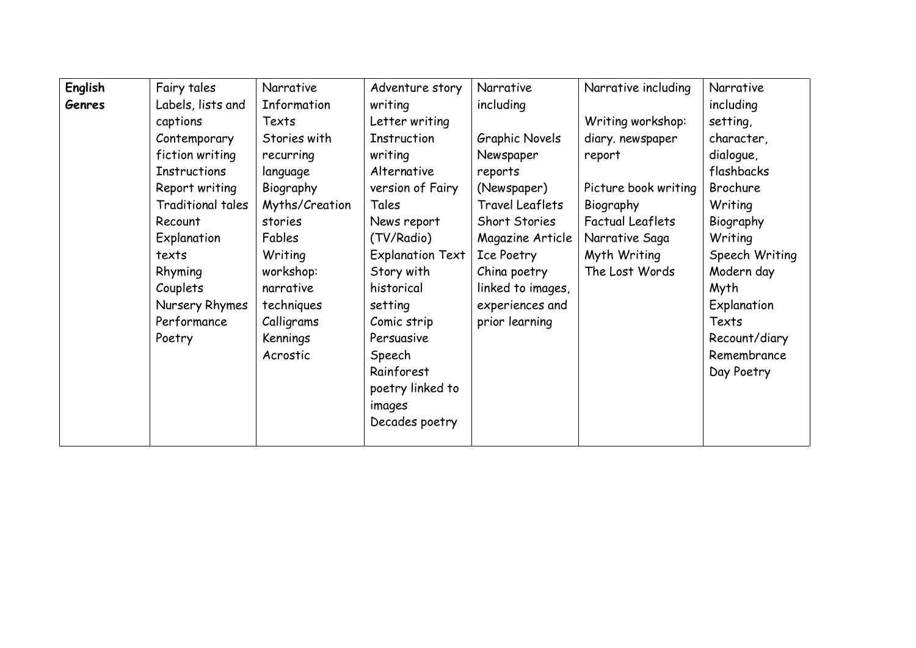| **English Genres** | Fairy tales<br>Labels, lists and captions<br>Contemporary fiction writing<br>Instructions<br>Report writing<br>Traditional tales<br>Recount<br>Explanation texts<br>Rhyming Couplets<br>Nursery Rhymes<br>Performance Poetry | Narrative<br>Information Texts<br>Stories with recurring language<br>Biography<br>Myths/Creation stories<br>Fables<br>Writing workshop: narrative techniques<br>Calligrams<br>Kennings<br>Acrostic | Adventure story writing<br>Letter writing<br>Instruction writing<br>Alternative version of Fairy Tales<br>News report (TV/Radio)<br>Explanation Text<br>Story with historical setting<br>Comic strip<br>Persuasive Speech<br>Rainforest poetry linked to images<br>Decades poetry | Narrative including<br><br>Graphic Novels<br>Newspaper reports (Newspaper)<br>Travel Leaflets<br>Short Stories<br>Magazine Article<br>Ice Poetry<br>China poetry linked to images, experiences and prior learning | Narrative including<br><br>Writing workshop: diary. newspaper report<br><br>Picture book writing<br>Biography<br>Factual Leaflets<br>Narrative Saga<br>Myth Writing<br>The Lost Words | Narrative including setting, character, dialogue, flashbacks<br>Brochure Writing<br>Biography Writing<br>Speech Writing<br>Modern day Myth<br>Explanation Texts<br>Recount/diary<br>Remembrance Day Poetry |
|---|---|---|---|---|---|---|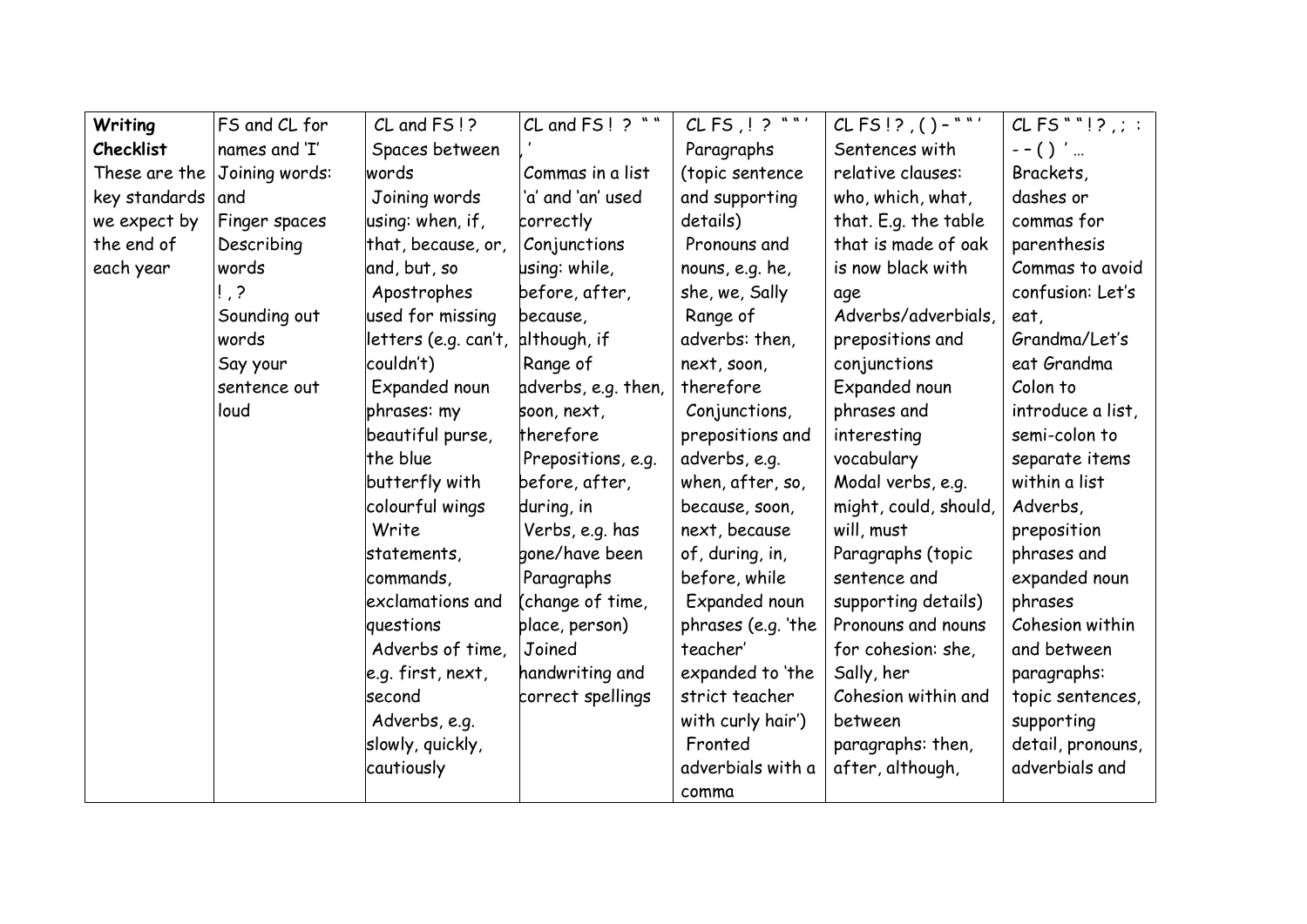| **Writing Checklist** These are the key standards we expect by the end of each year | FS and CL for names and 'I' Joining words: and Finger spaces Describing words ! , ? Sounding out words Say your sentence out loud | CL and FS ! ? Spaces between words Joining words using: when, if, that, because, or, and, but, so Apostrophes used for missing letters (e.g. can't, couldn't) Expanded noun phrases: my beautiful purse, the blue butterfly with colourful wings Write statements, commands, exclamations and questions Adverbs of time, e.g. first, next, second Adverbs, e.g. slowly, quickly, cautiously | CL and FS ! ? " " , ' Commas in a list 'a' and 'an' used correctly Conjunctions using: while, before, after, because, although, if Range of adverbs, e.g. then, soon, next, therefore Prepositions, e.g. before, after, during, in Verbs, e.g. has gone/have been Paragraphs (change of time, place, person) Joined handwriting and correct spellings | CL FS , ! ? " " ' Paragraphs (topic sentence and supporting details) Pronouns and nouns, e.g. he, she, we, Sally Range of adverbs: then, next, soon, therefore Conjunctions, prepositions and adverbs, e.g. when, after, so, because, soon, next, because of, during, in, before, while Expanded noun phrases (e.g. 'the teacher' expanded to 'the strict teacher with curly hair') Fronted adverbials with a comma | CL FS ! ? , ( ) – " " ' Sentences with relative clauses: who, which, what, that. E.g. the table that is made of oak is now black with age Adverbs/adverbials, prepositions and conjunctions Expanded noun phrases and interesting vocabulary Modal verbs, e.g. might, could, should, will, must Paragraphs (topic sentence and supporting details) Pronouns and nouns for cohesion: she, Sally, her Cohesion within and between paragraphs: then, after, although, | CL FS " " ! ? , ; : - – ( ) ' … Brackets, dashes or commas for parenthesis Commas to avoid confusion: Let's eat, Grandma/Let's eat Grandma Colon to introduce a list, semi-colon to separate items within a list Adverbs, preposition phrases and expanded noun phrases Cohesion within and between paragraphs: topic sentences, supporting detail, pronouns, adverbials and |
|---|---|---|---|---|---|---|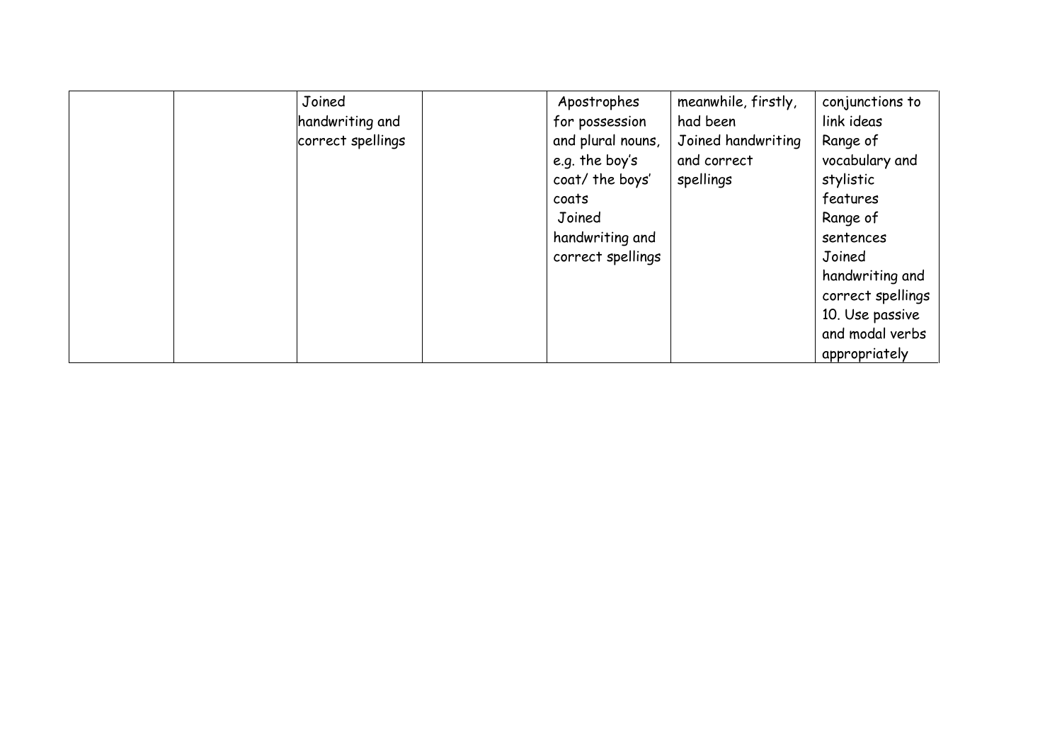| | | | | | | |
|---|---|---|---|---|---|---|
| | | Joined handwriting and correct spellings | | Apostrophes for possession and plural nouns, e.g. the boy's coat/ the boys' coats<br>Joined handwriting and correct spellings | meanwhile, firstly, had been<br>Joined handwriting and correct spellings | conjunctions to link ideas<br>Range of vocabulary and stylistic features<br>Range of sentences<br>Joined handwriting and correct spellings<br>10. Use passive and modal verbs appropriately |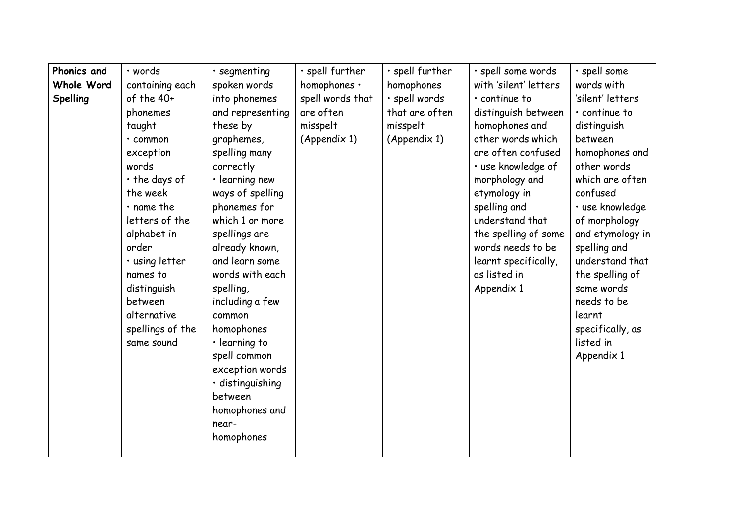| Phonics and Whole Word Spelling | • words containing each of the 40+ phonemes taught<br>• common exception words<br>• the days of the week<br>• name the letters of the alphabet in order<br>• using letter names to distinguish between alternative spellings of the same sound | • segmenting spoken words into phonemes and representing these by graphemes, spelling many correctly<br>• learning new ways of spelling phonemes for which 1 or more spellings are already known, and learn some words with each spelling, including a few common homophones<br>• learning to spell common exception words<br>• distinguishing between homophones and near-homophones | • spell further homophones • spell words that are often misspelt (Appendix 1) | • spell further homophones<br>• spell words that are often misspelt (Appendix 1) | • spell some words with 'silent' letters<br>• continue to distinguish between homophones and other words which are often confused<br>• use knowledge of morphology and etymology in spelling and understand that the spelling of some words needs to be learnt specifically, as listed in Appendix 1 | • spell some words with 'silent' letters<br>• continue to distinguish between homophones and other words which are often confused<br>• use knowledge of morphology and etymology in spelling and understand that the spelling of some words needs to be learnt specifically, as listed in Appendix 1 |
|---|---|---|---|---|---|---|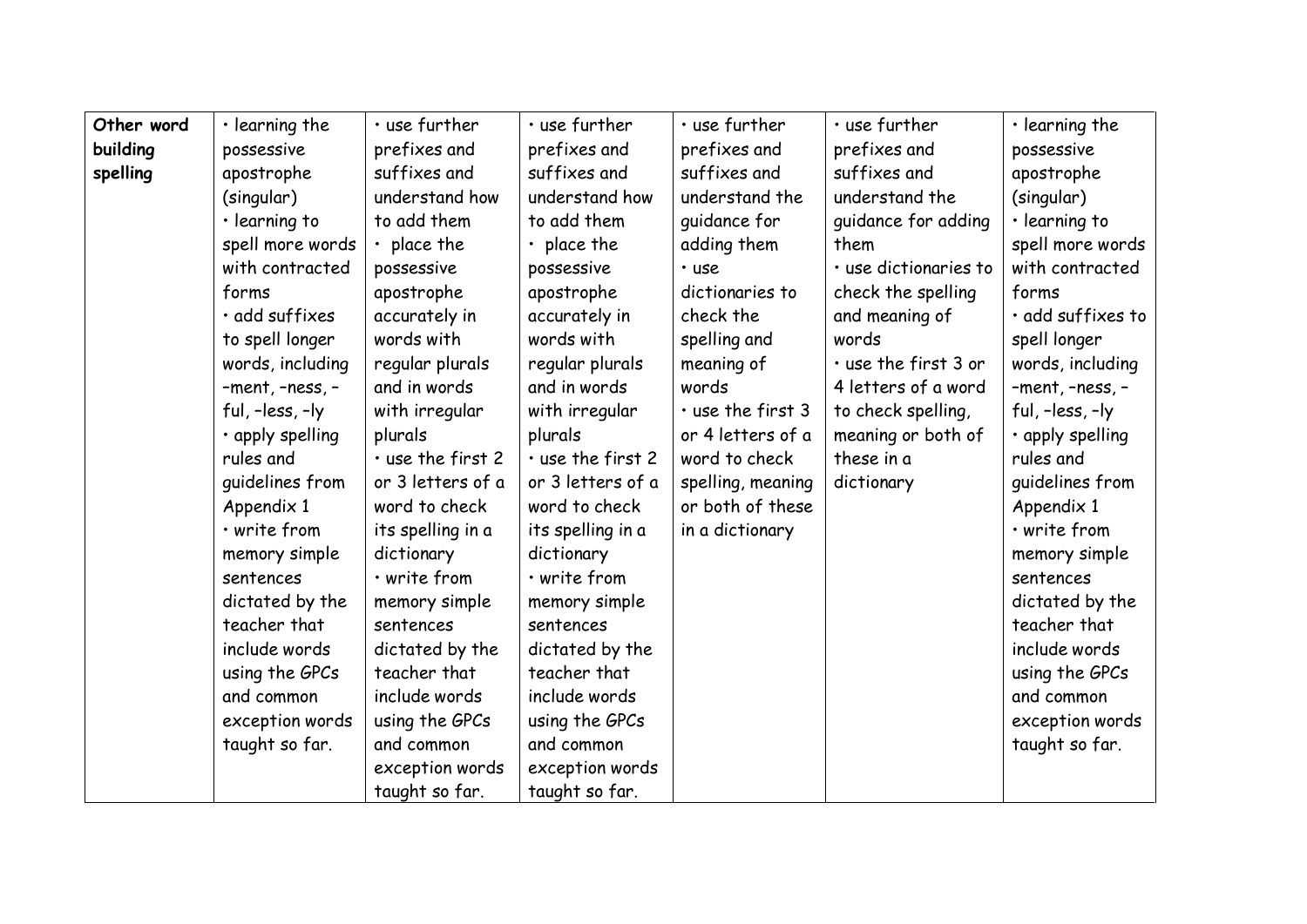| Other word building spelling | • learning the possessive apostrophe (singular) • learning to spell more words with contracted forms • add suffixes to spell longer words, including –ment, –ness, –ful, –less, –ly • apply spelling rules and guidelines from Appendix 1 • write from memory simple sentences dictated by the teacher that include words using the GPCs and common exception words taught so far. | • use further prefixes and suffixes and understand how to add them • place the possessive apostrophe accurately in words with regular plurals and in words with irregular plurals • use the first 2 or 3 letters of a word to check its spelling in a dictionary • write from memory simple sentences dictated by the teacher that include words using the GPCs and common exception words taught so far. | • use further prefixes and suffixes and understand how to add them • place the possessive apostrophe accurately in words with regular plurals and in words with irregular plurals • use the first 2 or 3 letters of a word to check its spelling in a dictionary • write from memory simple sentences dictated by the teacher that include words using the GPCs and common exception words taught so far. | • use further prefixes and suffixes and understand the guidance for adding them • use dictionaries to check the spelling and meaning of words • use the first 3 or 4 letters of a word to check spelling, meaning or both of these in a dictionary | • use further prefixes and suffixes and understand the guidance for adding them • use dictionaries to check the spelling and meaning of words • use the first 3 or 4 letters of a word to check spelling, meaning or both of these in a dictionary | • learning the possessive apostrophe (singular) • learning to spell more words with contracted forms • add suffixes to spell longer words, including –ment, –ness, –ful, –less, –ly • apply spelling rules and guidelines from Appendix 1 • write from memory simple sentences dictated by the teacher that include words using the GPCs and common exception words taught so far. |
|---|---|---|---|---|---|---|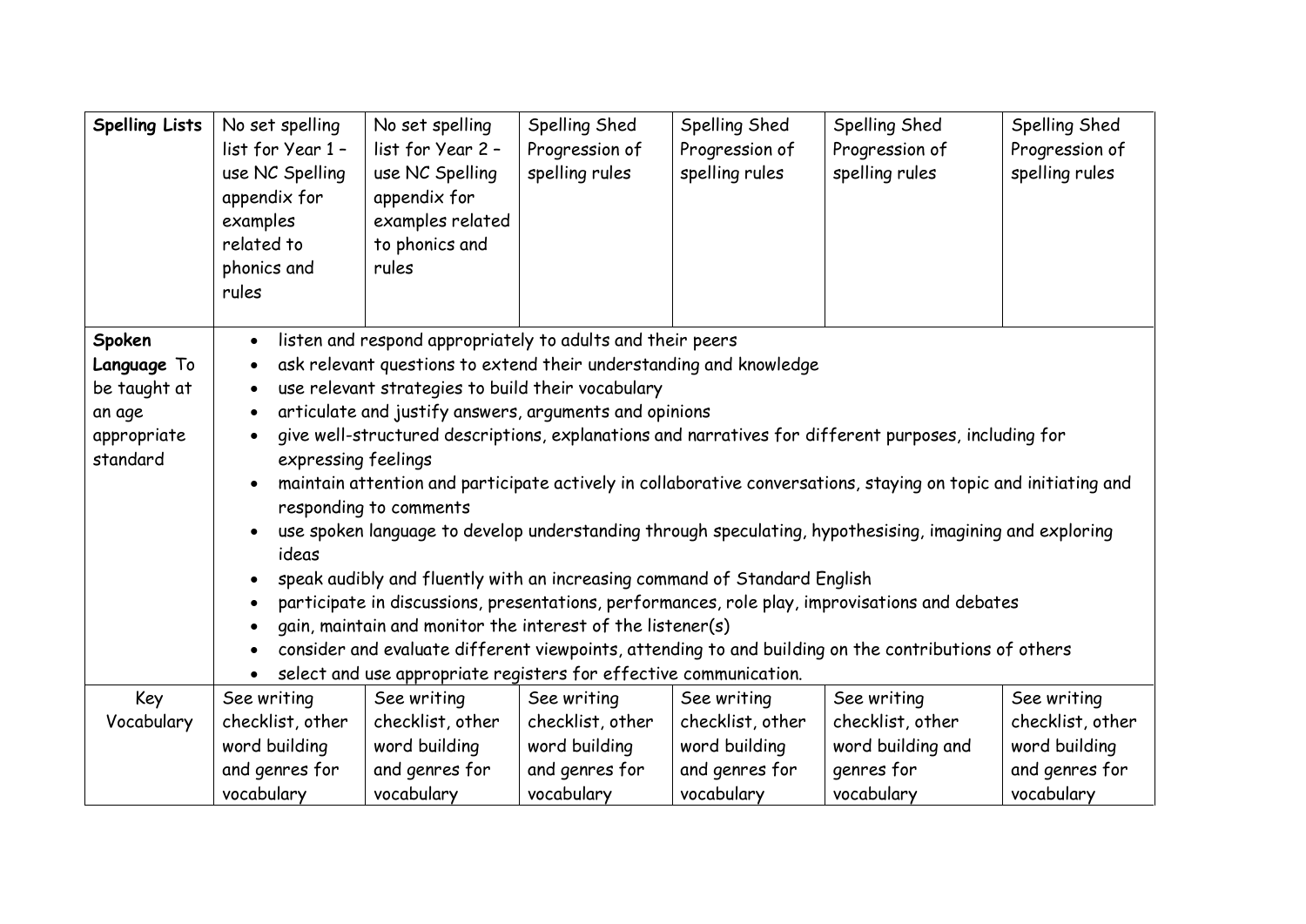| **Spelling Lists** | No set spelling list for Year 1 – use NC Spelling appendix for examples related to phonics and rules | No set spelling list for Year 2 – use NC Spelling appendix for examples related to phonics and rules | Spelling Shed Progression of spelling rules | Spelling Shed Progression of spelling rules | Spelling Shed Progression of spelling rules | Spelling Shed Progression of spelling rules |
|---|---|---|---|---|---|---|
| **Spoken Language** To be taught at an age appropriate standard | • listen and respond appropriately to adults and their peers<br>• ask relevant questions to extend their understanding and knowledge<br>• use relevant strategies to build their vocabulary<br>• articulate and justify answers, arguments and opinions<br>• give well-structured descriptions, explanations and narratives for different purposes, including for expressing feelings<br>• maintain attention and participate actively in collaborative conversations, staying on topic and initiating and responding to comments<br>• use spoken language to develop understanding through speculating, hypothesising, imagining and exploring ideas<br>• speak audibly and fluently with an increasing command of Standard English<br>• participate in discussions, presentations, performances, role play, improvisations and debates<br>• gain, maintain and monitor the interest of the listener(s)<br>• consider and evaluate different viewpoints, attending to and building on the contributions of others<br>• select and use appropriate registers for effective communication. | | | | | |
| Key Vocabulary | See writing checklist, other word building and genres for vocabulary | See writing checklist, other word building and genres for vocabulary | See writing checklist, other word building and genres for vocabulary | See writing checklist, other word building and genres for vocabulary | See writing checklist, other word building and genres for vocabulary | See writing checklist, other word building and genres for vocabulary |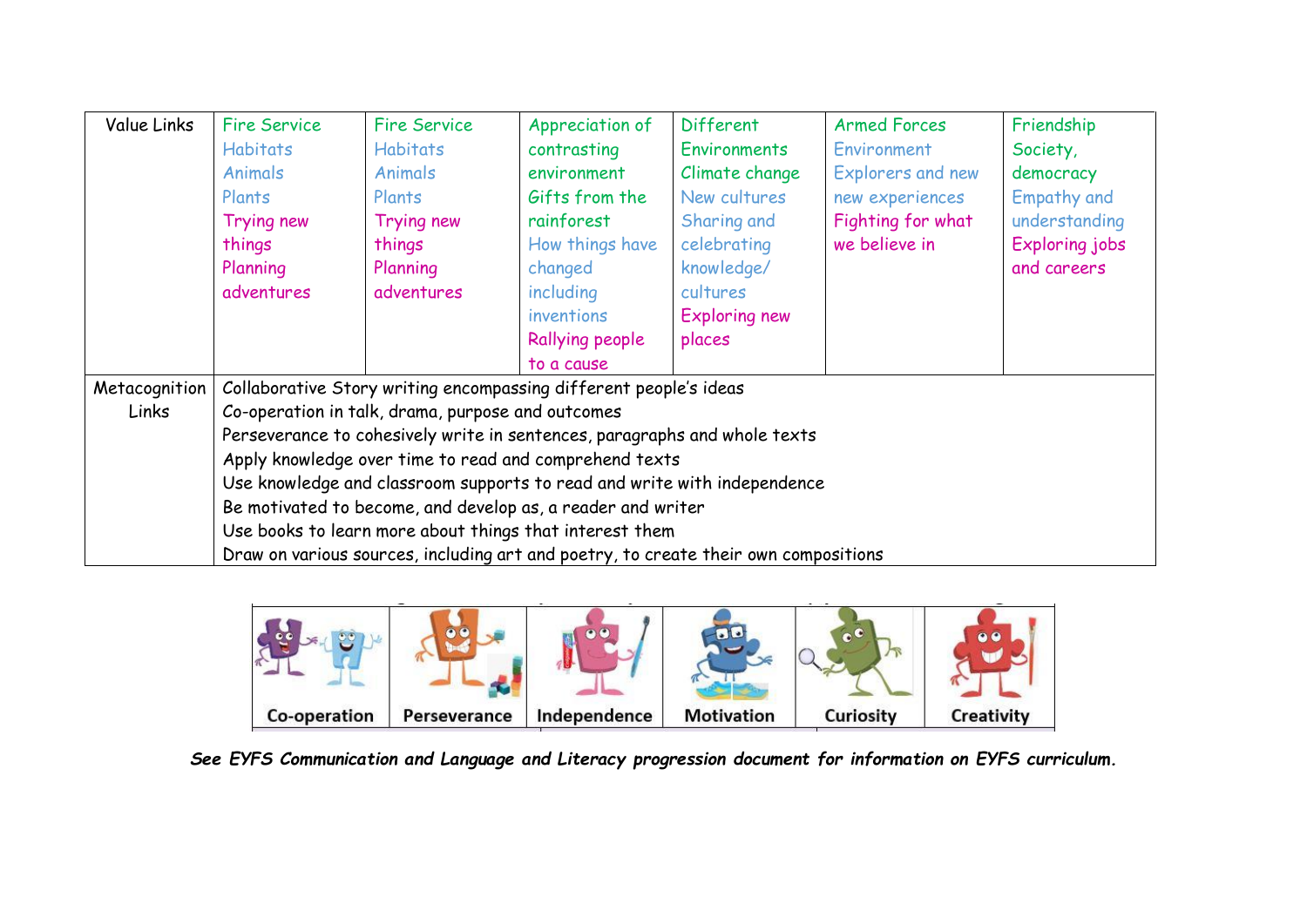| | | | | | | |
|---|---|---|---|---|---|---|
| Value Links | Fire Service<br>Habitats<br>Animals<br>Plants<br>Trying new things<br>Planning adventures | Fire Service<br>Habitats<br>Animals<br>Plants<br>Trying new things<br>Planning adventures | Appreciation of contrasting environment<br>Gifts from the rainforest<br>How things have changed including inventions<br>Rallying people to a cause | Different Environments<br>Climate change<br>New cultures<br>Sharing and celebrating knowledge/ cultures<br>Exploring new places | Armed Forces<br>Environment<br>Explorers and new new experiences<br>Fighting for what we believe in | Friendship<br>Society, democracy<br>Empathy and understanding<br>Exploring jobs and careers |
| Metacognition Links | Collaborative Story writing encompassing different people's ideas<br>Co-operation in talk, drama, purpose and outcomes<br>Perseverance to cohesively write in sentences, paragraphs and whole texts<br>Apply knowledge over time to read and comprehend texts<br>Use knowledge and classroom supports to read and write with independence<br>Be motivated to become, and develop as, a reader and writer<br>Use books to learn more about things that interest them<br>Draw on various sources, including art and poetry, to create their own compositions | | | | | |

| Co-operation | Perseverance | Independence | Motivation | Curiosity | Creativity |
|---|---|---|---|---|---|

***See EYFS Communication and Language and Literacy progression document for information on EYFS curriculum.***